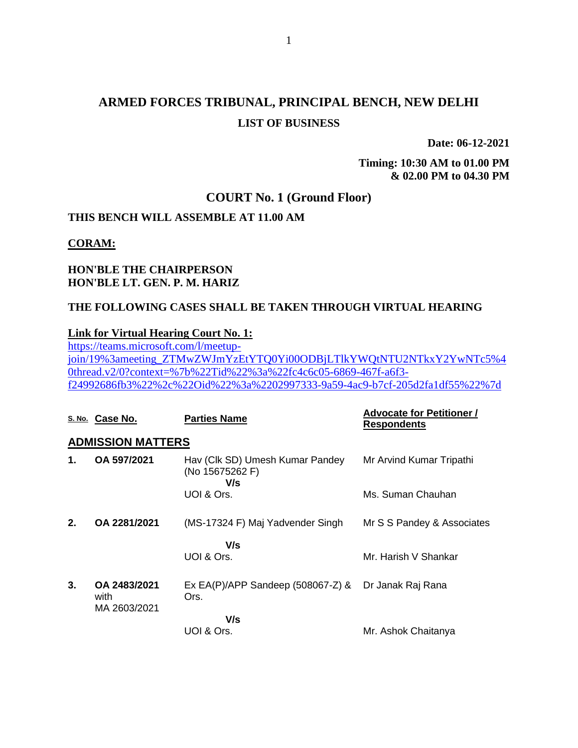# ARMED FORCES TRIBUNAL, PRINCIPAL BENCH, NEW DELHI

## LIST OF BUSINESS

**Date: 06-12-2021**

**Timing: 10:30 AM to 01.00 PM & 02.00 PM to 04.30 PM**

## COURT No. 1 (Ground Floor)

**THIS BENCH WILL ASSEMBLE AT 11.00 AM**

**CORAM:**

**HON'BLE THE CHAIRPERSON**
**HON'BLE LT. GEN. P. M. HARIZ**

**THE FOLLOWING CASES SHALL BE TAKEN THROUGH VIRTUAL HEARING**

**Link for Virtual Hearing Court No. 1:**
https://teams.microsoft.com/l/meetup-join/19%3ameeting_ZTMwZWJmYzEtYTQ0Yi00ODBjLTlkYWQtNTU2NTkxY2YwNTc5%40thread.v2/0?context=%7b%22Tid%22%3a%22fc4c6c05-6869-467f-a6f3-f24992686fb3%22%2c%22Oid%22%3a%2202997333-9a59-4ac9-b7cf-205d2fa1df55%22%7d

| S. No. | Case No. | Parties Name | Advocate for Petitioner / Respondents |
|---|---|---|---|
| **ADMISSION MATTERS** | | | |
| **1.** | **OA 597/2021** | Hav (Clk SD) Umesh Kumar Pandey (No 15675262 F) | Mr Arvind Kumar Tripathi |
| | | **V/s** | |
| | | UOI & Ors. | Ms. Suman Chauhan |
| **2.** | **OA 2281/2021** | (MS-17324 F) Maj Yadvender Singh | Mr S S Pandey & Associates |
| | | **V/s** | |
| | | UOI & Ors. | Mr. Harish V Shankar |
| **3.** | **OA 2483/2021** with MA 2603/2021 | Ex EA(P)/APP Sandeep (508067-Z) & Ors. | Dr Janak Raj Rana |
| | | **V/s** | |
| | | UOI & Ors. | Mr. Ashok Chaitanya |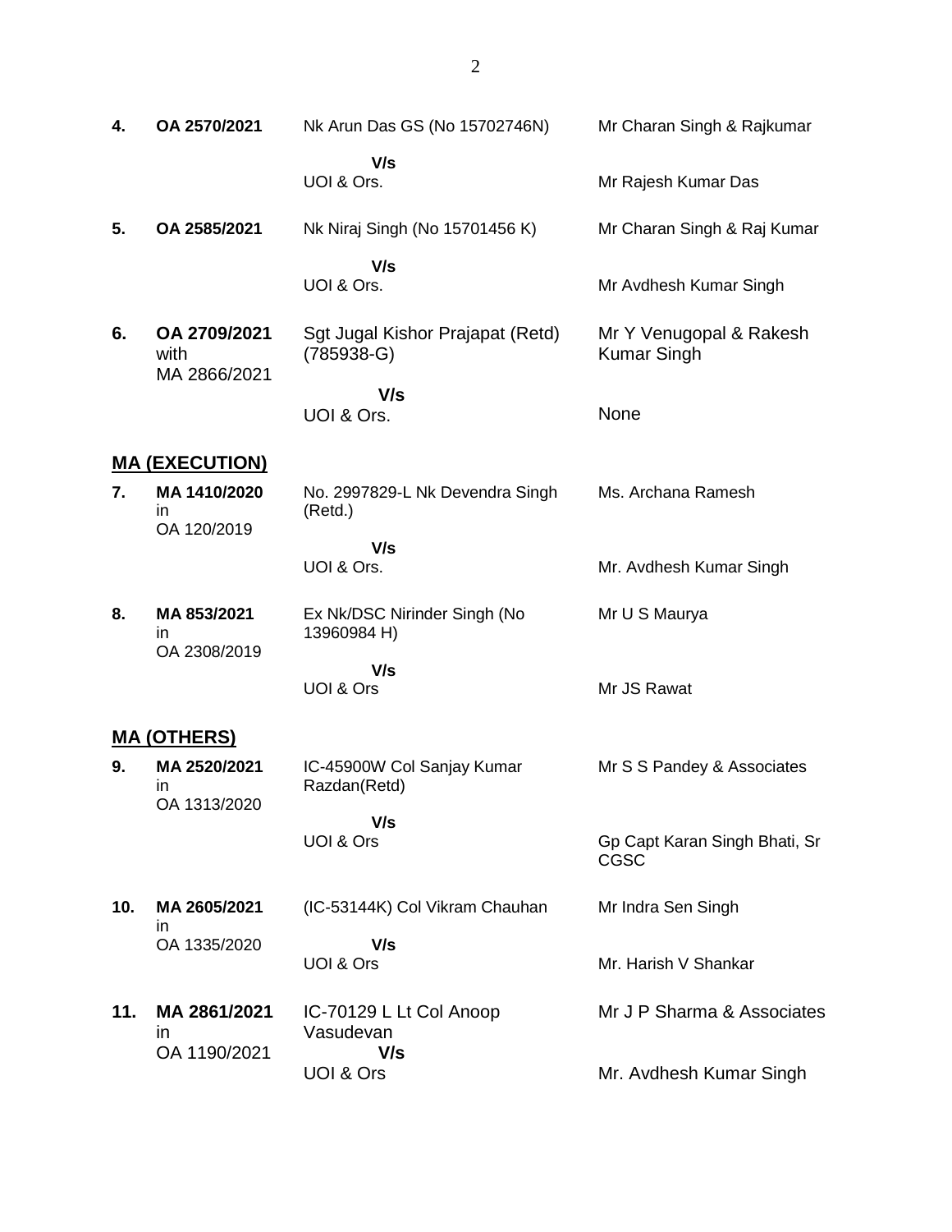| | | | |
|---|---|---|---|
| **4.** | **OA 2570/2021** | Nk Arun Das GS (No 15702746N) | Mr Charan Singh & Rajkumar |
| | | **V/s** | |
| | | UOI & Ors. | Mr Rajesh Kumar Das |
| **5.** | **OA 2585/2021** | Nk Niraj Singh (No 15701456 K) | Mr Charan Singh & Raj Kumar |
| | | **V/s** | |
| | | UOI & Ors. | Mr Avdhesh Kumar Singh |
| **6.** | **OA 2709/2021** with MA 2866/2021 | Sgt Jugal Kishor Prajapat (Retd) (785938-G) | Mr Y Venugopal & Rakesh Kumar Singh |
| | | **V/s** | |
| | | UOI & Ors. | None |

## MA (EXECUTION)

| | | | |
|---|---|---|---|
| **7.** | **MA 1410/2020** in OA 120/2019 | No. 2997829-L Nk Devendra Singh (Retd.) | Ms. Archana Ramesh |
| | | **V/s** | |
| | | UOI & Ors. | Mr. Avdhesh Kumar Singh |
| **8.** | **MA 853/2021** in OA 2308/2019 | Ex Nk/DSC Nirinder Singh (No 13960984 H) | Mr U S Maurya |
| | | **V/s** | |
| | | UOI & Ors | Mr JS Rawat |

## MA (OTHERS)

| | | | |
|---|---|---|---|
| **9.** | **MA 2520/2021** in OA 1313/2020 | IC-45900W Col Sanjay Kumar Razdan(Retd) | Mr S S Pandey & Associates |
| | | **V/s** | |
| | | UOI & Ors | Gp Capt Karan Singh Bhati, Sr CGSC |
| **10.** | **MA 2605/2021** in OA 1335/2020 | (IC-53144K) Col Vikram Chauhan | Mr Indra Sen Singh |
| | | **V/s** | |
| | | UOI & Ors | Mr. Harish V Shankar |
| **11.** | **MA 2861/2021** in OA 1190/2021 | IC-70129 L Lt Col Anoop Vasudevan | Mr J P Sharma & Associates |
| | | **V/s** | |
| | | UOI & Ors | Mr. Avdhesh Kumar Singh |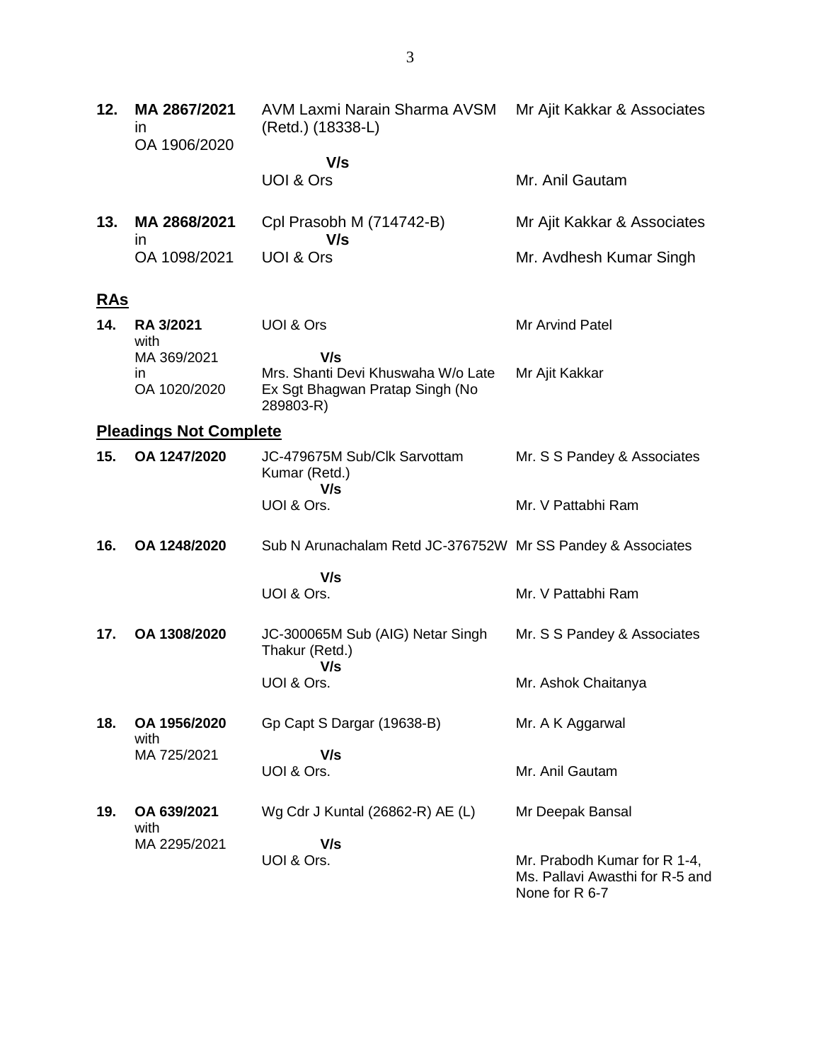| | | | |
|---|---|---|---|
| **12.** | **MA 2867/2021** in OA 1906/2020 | AVM Laxmi Narain Sharma AVSM (Retd.) (18338-L) **V/s** UOI & Ors | Mr Ajit Kakkar & Associates<br><br>Mr. Anil Gautam |
| **13.** | **MA 2868/2021** in OA 1098/2021 | Cpl Prasobh M (714742-B) **V/s** UOI & Ors | Mr Ajit Kakkar & Associates<br><br>Mr. Avdhesh Kumar Singh |

## <u>RAs</u>

| | | | |
|---|---|---|---|
| **14.** | **RA 3/2021** with MA 369/2021 in OA 1020/2020 | UOI & Ors **V/s** Mrs. Shanti Devi Khuswaha W/o Late Ex Sgt Bhagwan Pratap Singh (No 289803-R) | Mr Arvind Patel<br><br>Mr Ajit Kakkar |

## <u>Pleadings Not Complete</u>

| | | | |
|---|---|---|---|
| **15.** | **OA 1247/2020** | JC-479675M Sub/Clk Sarvottam Kumar (Retd.) V/s UOI & Ors. | Mr. S S Pandey & Associates<br><br>Mr. V Pattabhi Ram |
| **16.** | **OA 1248/2020** | Sub N Arunachalam Retd JC-376752W **V/s** UOI & Ors. | Mr SS Pandey & Associates<br><br>Mr. V Pattabhi Ram |
| **17.** | **OA 1308/2020** | JC-300065M Sub (AIG) Netar Singh Thakur (Retd.) **V/s** UOI & Ors. | Mr. S S Pandey & Associates<br><br>Mr. Ashok Chaitanya |
| **18.** | **OA 1956/2020** with MA 725/2021 | Gp Capt S Dargar (19638-B) **V/s** UOI & Ors. | Mr. A K Aggarwal<br><br>Mr. Anil Gautam |
| **19.** | **OA 639/2021** with MA 2295/2021 | Wg Cdr J Kuntal (26862-R) AE (L) **V/s** UOI & Ors. | Mr Deepak Bansal<br><br>Mr. Prabodh Kumar for R 1-4, Ms. Pallavi Awasthi for R-5 and None for R 6-7 |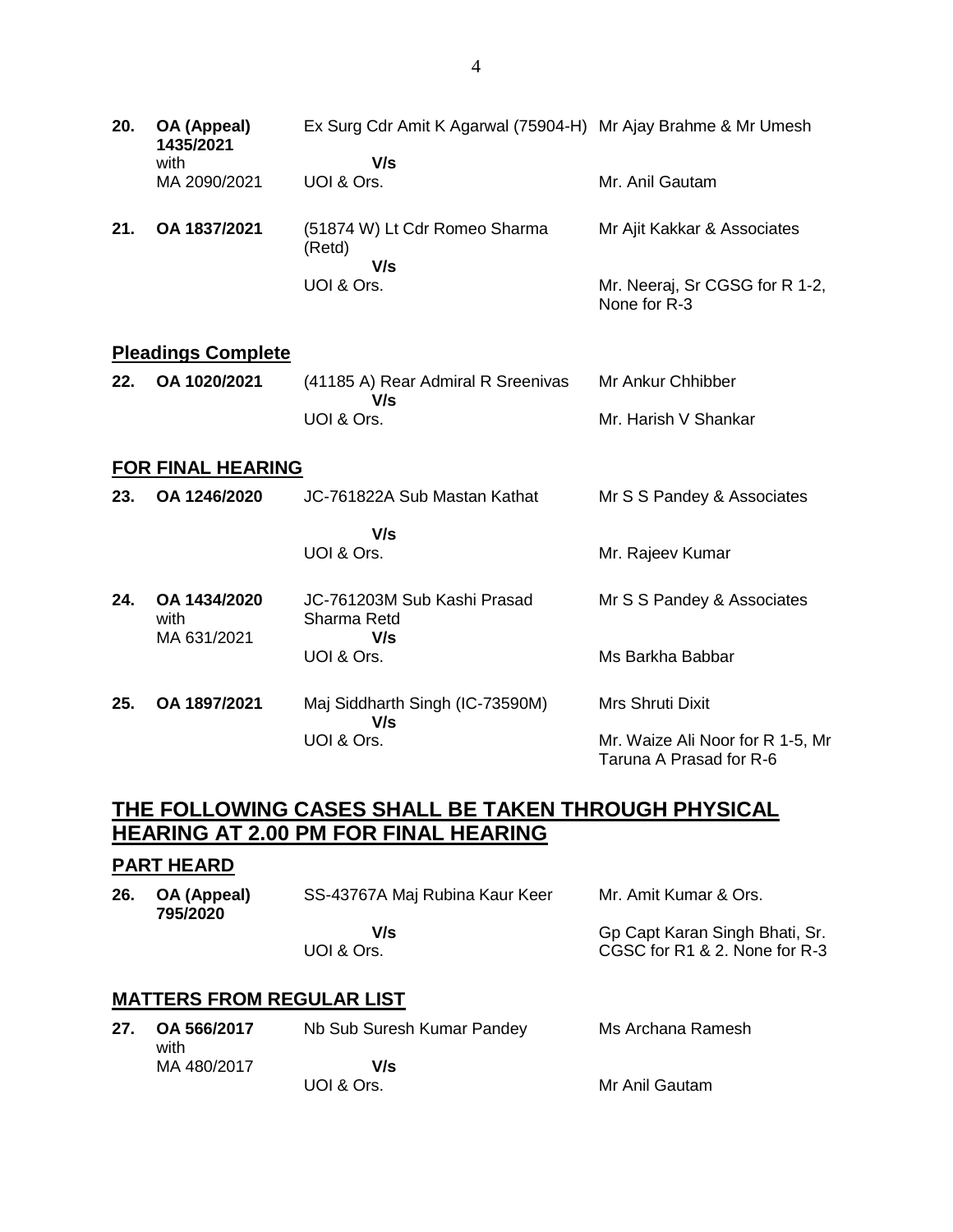| | | | |
|---|---|---|---|
| **20.** | **OA (Appeal) 1435/2021** with MA 2090/2021 | Ex Surg Cdr Amit K Agarwal (75904-H) **V/s** UOI & Ors. | Mr Ajay Brahme & Mr Umesh<br><br>Mr. Anil Gautam |
| **21.** | **OA 1837/2021** | (51874 W) Lt Cdr Romeo Sharma (Retd) **V/s** UOI & Ors. | Mr Ajit Kakkar & Associates<br><br>Mr. Neeraj, Sr CGSG for R 1-2, None for R-3 |

## **Pleadings Complete**

| | | | |
|---|---|---|---|
| **22.** | **OA 1020/2021** | (41185 A) Rear Admiral R Sreenivas **V/s** UOI & Ors. | Mr Ankur Chhibber<br><br>Mr. Harish V Shankar |

## **FOR FINAL HEARING**

| | | | |
|---|---|---|---|
| **23.** | **OA 1246/2020** | JC-761822A Sub Mastan Kathat **V/s** UOI & Ors. | Mr S S Pandey & Associates<br><br>Mr. Rajeev Kumar |
| **24.** | **OA 1434/2020** with MA 631/2021 | JC-761203M Sub Kashi Prasad Sharma Retd **V/s** UOI & Ors. | Mr S S Pandey & Associates<br><br>Ms Barkha Babbar |
| **25.** | **OA 1897/2021** | Maj Siddharth Singh (IC-73590M) **V/s** UOI & Ors. | Mrs Shruti Dixit<br><br>Mr. Waize Ali Noor for R 1-5, Mr Taruna A Prasad for R-6 |

# **THE FOLLOWING CASES SHALL BE TAKEN THROUGH PHYSICAL HEARING AT 2.00 PM FOR FINAL HEARING**

## **PART HEARD**

| | | | |
|---|---|---|---|
| **26.** | **OA (Appeal) 795/2020** | SS-43767A Maj Rubina Kaur Keer **V/s** UOI & Ors. | Mr. Amit Kumar & Ors.<br><br>Gp Capt Karan Singh Bhati, Sr. CGSC for R1 & 2. None for R-3 |

## **MATTERS FROM REGULAR LIST**

| | | | |
|---|---|---|---|
| **27.** | **OA 566/2017** with MA 480/2017 | Nb Sub Suresh Kumar Pandey **V/s** UOI & Ors. | Ms Archana Ramesh<br><br>Mr Anil Gautam |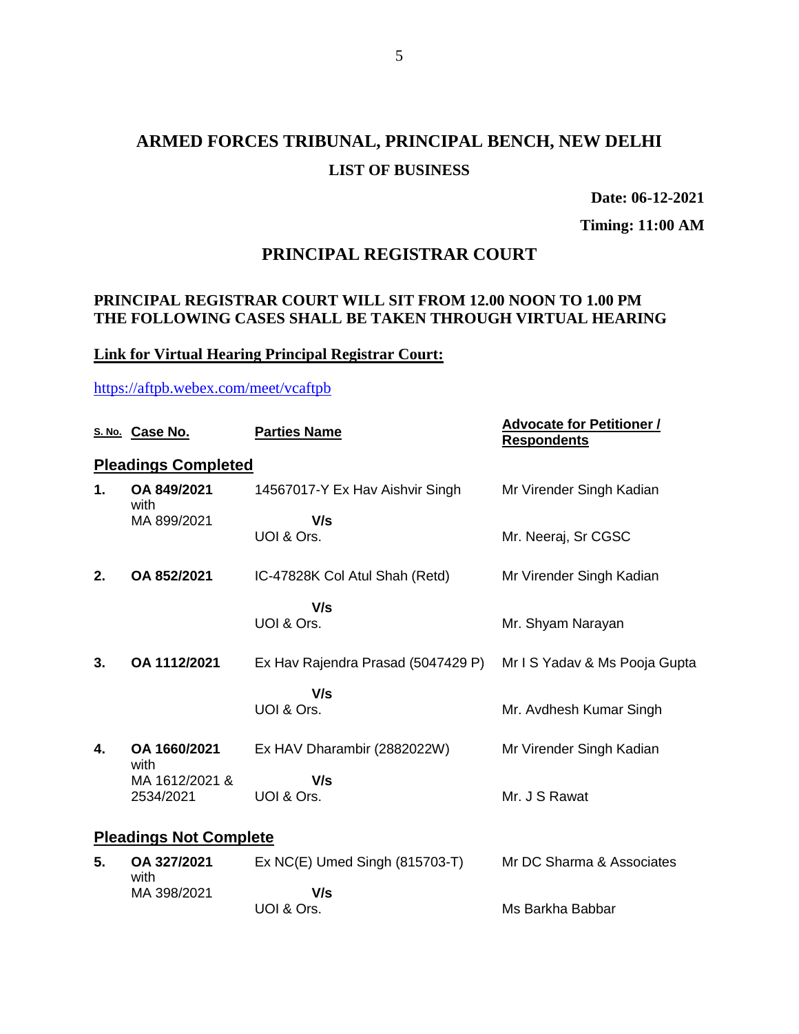# ARMED FORCES TRIBUNAL, PRINCIPAL BENCH, NEW DELHI

## LIST OF BUSINESS

**Date: 06-12-2021**

**Timing: 11:00 AM**

## PRINCIPAL REGISTRAR COURT

**PRINCIPAL REGISTRAR COURT WILL SIT FROM 12.00 NOON TO 1.00 PM THE FOLLOWING CASES SHALL BE TAKEN THROUGH VIRTUAL HEARING**

**Link for Virtual Hearing Principal Registrar Court:**

https://aftpb.webex.com/meet/vcaftpb

| S. No. | Case No. | Parties Name | Advocate for Petitioner / Respondents |
|---|---|---|---|
| **Pleadings Completed** | | | |
| **1.** | **OA 849/2021** with MA 899/2021 | 14567017-Y Ex Hav Aishvir Singh **V/s** UOI & Ors. | Mr Virender Singh Kadian<br>Mr. Neeraj, Sr CGSC |
| **2.** | **OA 852/2021** | IC-47828K Col Atul Shah (Retd) **V/s** UOI & Ors. | Mr Virender Singh Kadian<br>Mr. Shyam Narayan |
| **3.** | **OA 1112/2021** | Ex Hav Rajendra Prasad (5047429 P) **V/s** UOI & Ors. | Mr I S Yadav & Ms Pooja Gupta<br>Mr. Avdhesh Kumar Singh |
| **4.** | **OA 1660/2021** with MA 1612/2021 & 2534/2021 | Ex HAV Dharambir (2882022W) **V/s** UOI & Ors. | Mr Virender Singh Kadian<br>Mr. J S Rawat |
| **Pleadings Not Complete** | | | |
| **5.** | **OA 327/2021** with MA 398/2021 | Ex NC(E) Umed Singh (815703-T) **V/s** UOI & Ors. | Mr DC Sharma & Associates<br>Ms Barkha Babbar |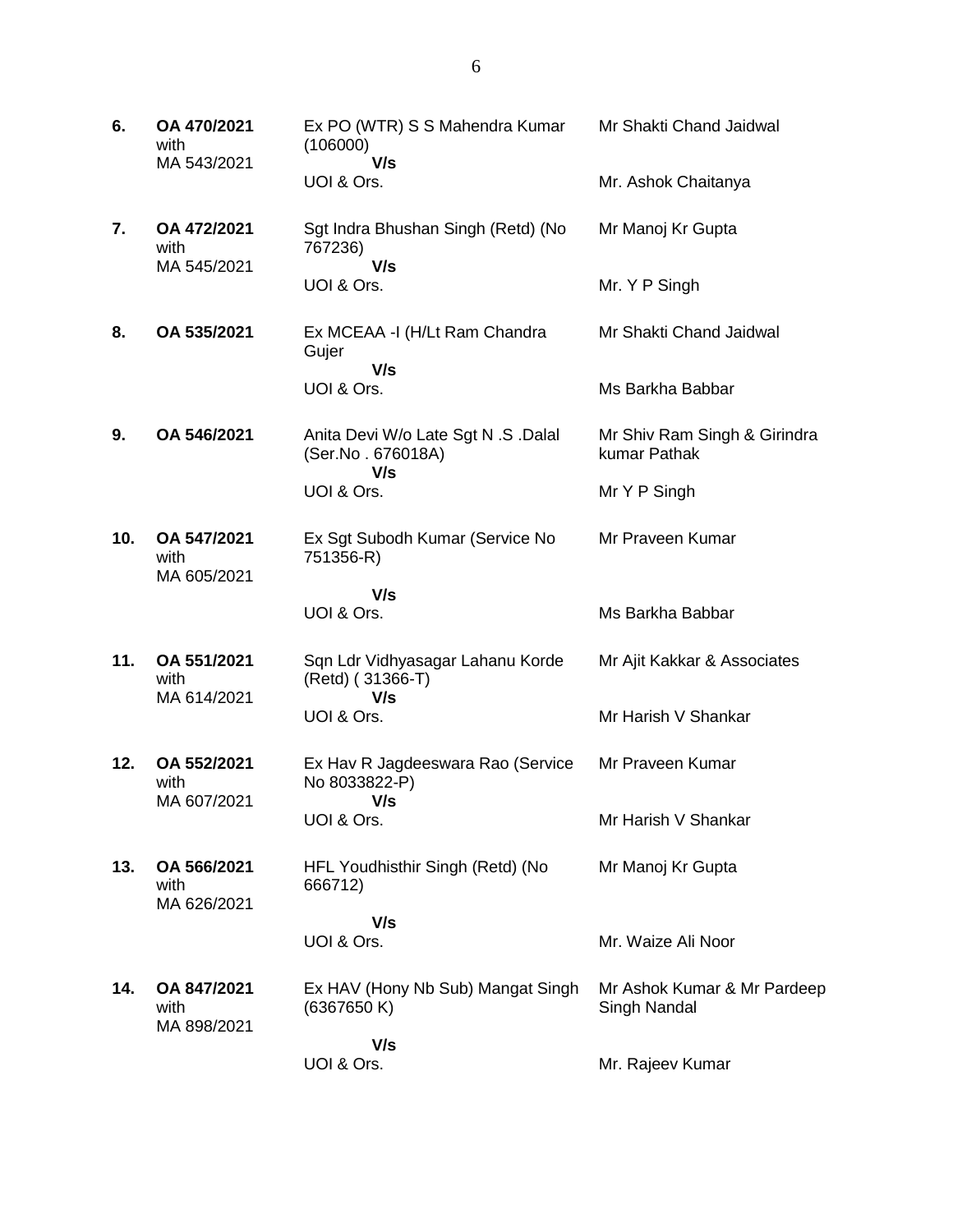| | | | |
|---|---|---|---|
| **6.** | **OA 470/2021** with MA 543/2021 | Ex PO (WTR) S S Mahendra Kumar (106000) **V/s** UOI & Ors. | Mr Shakti Chand Jaidwal<br><br>Mr. Ashok Chaitanya |
| **7.** | **OA 472/2021** with MA 545/2021 | Sgt Indra Bhushan Singh (Retd) (No 767236) **V/s** UOI & Ors. | Mr Manoj Kr Gupta<br><br>Mr. Y P Singh |
| **8.** | **OA 535/2021** | Ex MCEAA -I (H/Lt Ram Chandra Gujer **V/s** UOI & Ors. | Mr Shakti Chand Jaidwal<br><br>Ms Barkha Babbar |
| **9.** | **OA 546/2021** | Anita Devi W/o Late Sgt N .S .Dalal (Ser.No . 676018A) **V/s** UOI & Ors. | Mr Shiv Ram Singh & Girindra kumar Pathak<br><br>Mr Y P Singh |
| **10.** | **OA 547/2021** with MA 605/2021 | Ex Sgt Subodh Kumar (Service No 751356-R) **V/s** UOI & Ors. | Mr Praveen Kumar<br><br>Ms Barkha Babbar |
| **11.** | **OA 551/2021** with MA 614/2021 | Sqn Ldr Vidhyasagar Lahanu Korde (Retd) ( 31366-T) **V/s** UOI & Ors. | Mr Ajit Kakkar & Associates<br><br>Mr Harish V Shankar |
| **12.** | **OA 552/2021** with MA 607/2021 | Ex Hav R Jagdeeswara Rao (Service No 8033822-P) **V/s** UOI & Ors. | Mr Praveen Kumar<br><br>Mr Harish V Shankar |
| **13.** | **OA 566/2021** with MA 626/2021 | HFL Youdhisthir Singh (Retd) (No 666712) **V/s** UOI & Ors. | Mr Manoj Kr Gupta<br><br>Mr. Waize Ali Noor |
| **14.** | **OA 847/2021** with MA 898/2021 | Ex HAV (Hony Nb Sub) Mangat Singh (6367650 K) **V/s** UOI & Ors. | Mr Ashok Kumar & Mr Pardeep Singh Nandal<br><br>Mr. Rajeev Kumar |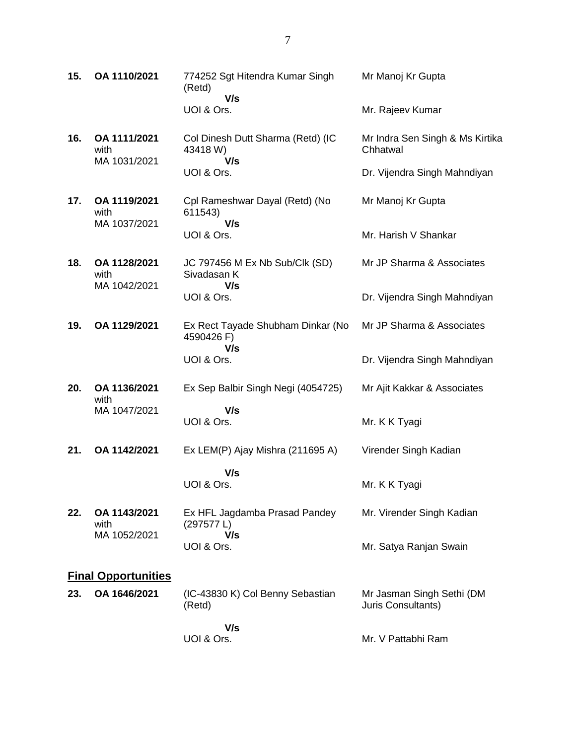| | | | |
|---|---|---|---|
| **15.** | **OA 1110/2021** | 774252 Sgt Hitendra Kumar Singh (Retd) **V/s** UOI & Ors. | Mr Manoj Kr Gupta<br><br>Mr. Rajeev Kumar |
| **16.** | **OA 1111/2021** with MA 1031/2021 | Col Dinesh Dutt Sharma (Retd) (IC 43418 W) **V/s** UOI & Ors. | Mr Indra Sen Singh & Ms Kirtika Chhatwal<br><br>Dr. Vijendra Singh Mahndiyan |
| **17.** | **OA 1119/2021** with MA 1037/2021 | Cpl Rameshwar Dayal (Retd) (No 611543) **V/s** UOI & Ors. | Mr Manoj Kr Gupta<br><br>Mr. Harish V Shankar |
| **18.** | **OA 1128/2021** with MA 1042/2021 | JC 797456 M Ex Nb Sub/Clk (SD) Sivadasan K **V/s** UOI & Ors. | Mr JP Sharma & Associates<br><br>Dr. Vijendra Singh Mahndiyan |
| **19.** | **OA 1129/2021** | Ex Rect Tayade Shubham Dinkar (No 4590426 F) **V/s** UOI & Ors. | Mr JP Sharma & Associates<br><br>Dr. Vijendra Singh Mahndiyan |
| **20.** | **OA 1136/2021** with MA 1047/2021 | Ex Sep Balbir Singh Negi (4054725) **V/s** UOI & Ors. | Mr Ajit Kakkar & Associates<br><br>Mr. K K Tyagi |
| **21.** | **OA 1142/2021** | Ex LEM(P) Ajay Mishra (211695 A) **V/s** UOI & Ors. | Virender Singh Kadian<br><br>Mr. K K Tyagi |
| **22.** | **OA 1143/2021** with MA 1052/2021 | Ex HFL Jagdamba Prasad Pandey (297577 L) **V/s** UOI & Ors. | Mr. Virender Singh Kadian<br><br>Mr. Satya Ranjan Swain |

## Final Opportunities

| | | | |
|---|---|---|---|
| **23.** | **OA 1646/2021** | (IC-43830 K) Col Benny Sebastian (Retd) **V/s** UOI & Ors. | Mr Jasman Singh Sethi (DM Juris Consultants)<br><br>Mr. V Pattabhi Ram |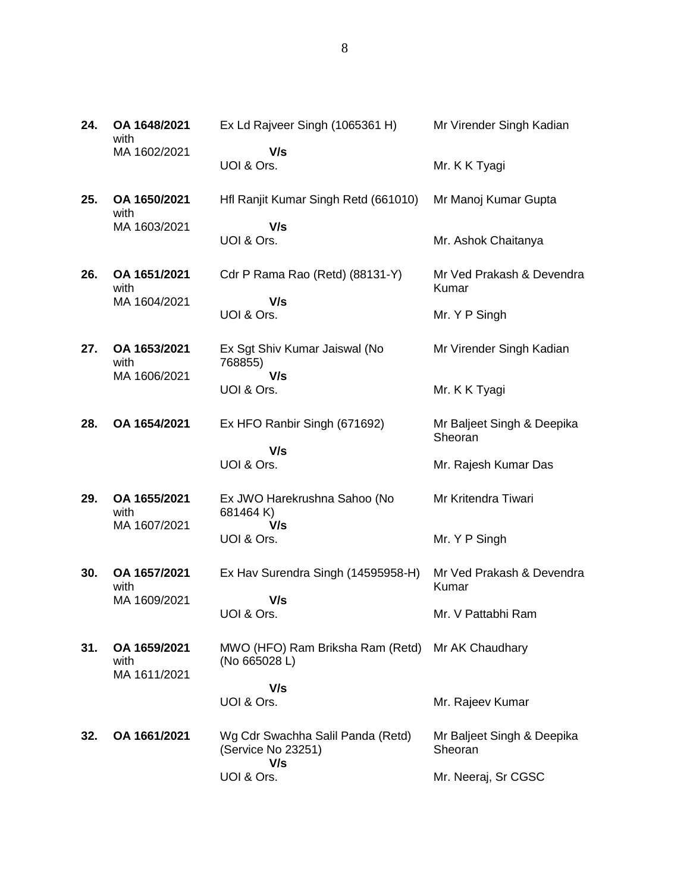| | | | |
|---|---|---|---|
| **24.** | **OA 1648/2021** with MA 1602/2021 | Ex Ld Rajveer Singh (1065361 H) **V/s** UOI & Ors. | Mr Virender Singh Kadian<br><br>Mr. K K Tyagi |
| **25.** | **OA 1650/2021** with MA 1603/2021 | Hfl Ranjit Kumar Singh Retd (661010) **V/s** UOI & Ors. | Mr Manoj Kumar Gupta<br><br>Mr. Ashok Chaitanya |
| **26.** | **OA 1651/2021** with MA 1604/2021 | Cdr P Rama Rao (Retd) (88131-Y) **V/s** UOI & Ors. | Mr Ved Prakash & Devendra Kumar<br><br>Mr. Y P Singh |
| **27.** | **OA 1653/2021** with MA 1606/2021 | Ex Sgt Shiv Kumar Jaiswal (No 768855) **V/s** UOI & Ors. | Mr Virender Singh Kadian<br><br>Mr. K K Tyagi |
| **28.** | **OA 1654/2021** | Ex HFO Ranbir Singh (671692) **V/s** UOI & Ors. | Mr Baljeet Singh & Deepika Sheoran<br><br>Mr. Rajesh Kumar Das |
| **29.** | **OA 1655/2021** with MA 1607/2021 | Ex JWO Harekrushna Sahoo (No 681464 K) **V/s** UOI & Ors. | Mr Kritendra Tiwari<br><br>Mr. Y P Singh |
| **30.** | **OA 1657/2021** with MA 1609/2021 | Ex Hav Surendra Singh (14595958-H) **V/s** UOI & Ors. | Mr Ved Prakash & Devendra Kumar<br><br>Mr. V Pattabhi Ram |
| **31.** | **OA 1659/2021** with MA 1611/2021 | MWO (HFO) Ram Briksha Ram (Retd) (No 665028 L) **V/s** UOI & Ors. | Mr AK Chaudhary<br><br>Mr. Rajeev Kumar |
| **32.** | **OA 1661/2021** | Wg Cdr Swachha Salil Panda (Retd) (Service No 23251) **V/s** UOI & Ors. | Mr Baljeet Singh & Deepika Sheoran<br><br>Mr. Neeraj, Sr CGSC |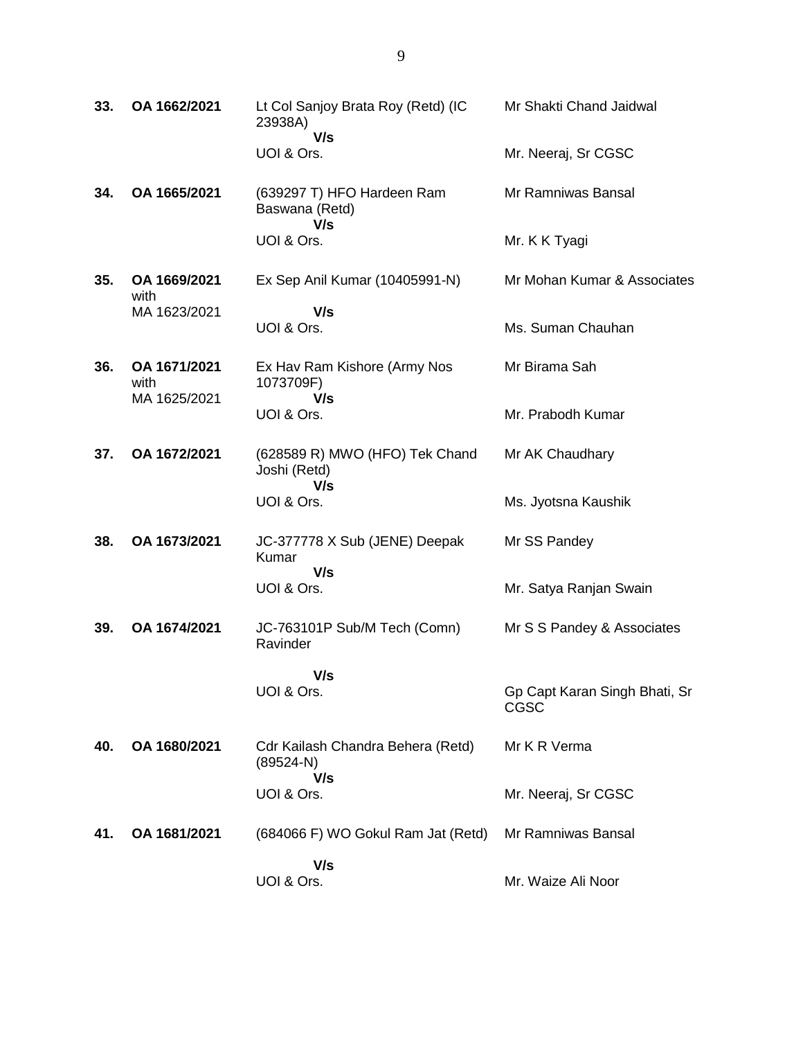| | | | |
|---|---|---|---|
| **33.** | **OA 1662/2021** | Lt Col Sanjoy Brata Roy (Retd) (IC 23938A)<br>**V/s**<br>UOI & Ors. | Mr Shakti Chand Jaidwal<br><br>Mr. Neeraj, Sr CGSC |
| **34.** | **OA 1665/2021** | (639297 T) HFO Hardeen Ram Baswana (Retd)<br>**V/s**<br>UOI & Ors. | Mr Ramniwas Bansal<br><br>Mr. K K Tyagi |
| **35.** | **OA 1669/2021** with MA 1623/2021 | Ex Sep Anil Kumar (10405991-N)<br>**V/s**<br>UOI & Ors. | Mr Mohan Kumar & Associates<br><br>Ms. Suman Chauhan |
| **36.** | **OA 1671/2021** with MA 1625/2021 | Ex Hav Ram Kishore (Army Nos 1073709F)<br>**V/s**<br>UOI & Ors. | Mr Birama Sah<br><br>Mr. Prabodh Kumar |
| **37.** | **OA 1672/2021** | (628589 R) MWO (HFO) Tek Chand Joshi (Retd)<br>**V/s**<br>UOI & Ors. | Mr AK Chaudhary<br><br>Ms. Jyotsna Kaushik |
| **38.** | **OA 1673/2021** | JC-377778 X Sub (JENE) Deepak Kumar<br>**V/s**<br>UOI & Ors. | Mr SS Pandey<br><br>Mr. Satya Ranjan Swain |
| **39.** | **OA 1674/2021** | JC-763101P Sub/M Tech (Comn) Ravinder<br>**V/s**<br>UOI & Ors. | Mr S S Pandey & Associates<br><br>Gp Capt Karan Singh Bhati, Sr CGSC |
| **40.** | **OA 1680/2021** | Cdr Kailash Chandra Behera (Retd) (89524-N)<br>**V/s**<br>UOI & Ors. | Mr K R Verma<br><br>Mr. Neeraj, Sr CGSC |
| **41.** | **OA 1681/2021** | (684066 F) WO Gokul Ram Jat (Retd)<br>**V/s**<br>UOI & Ors. | Mr Ramniwas Bansal<br><br>Mr. Waize Ali Noor |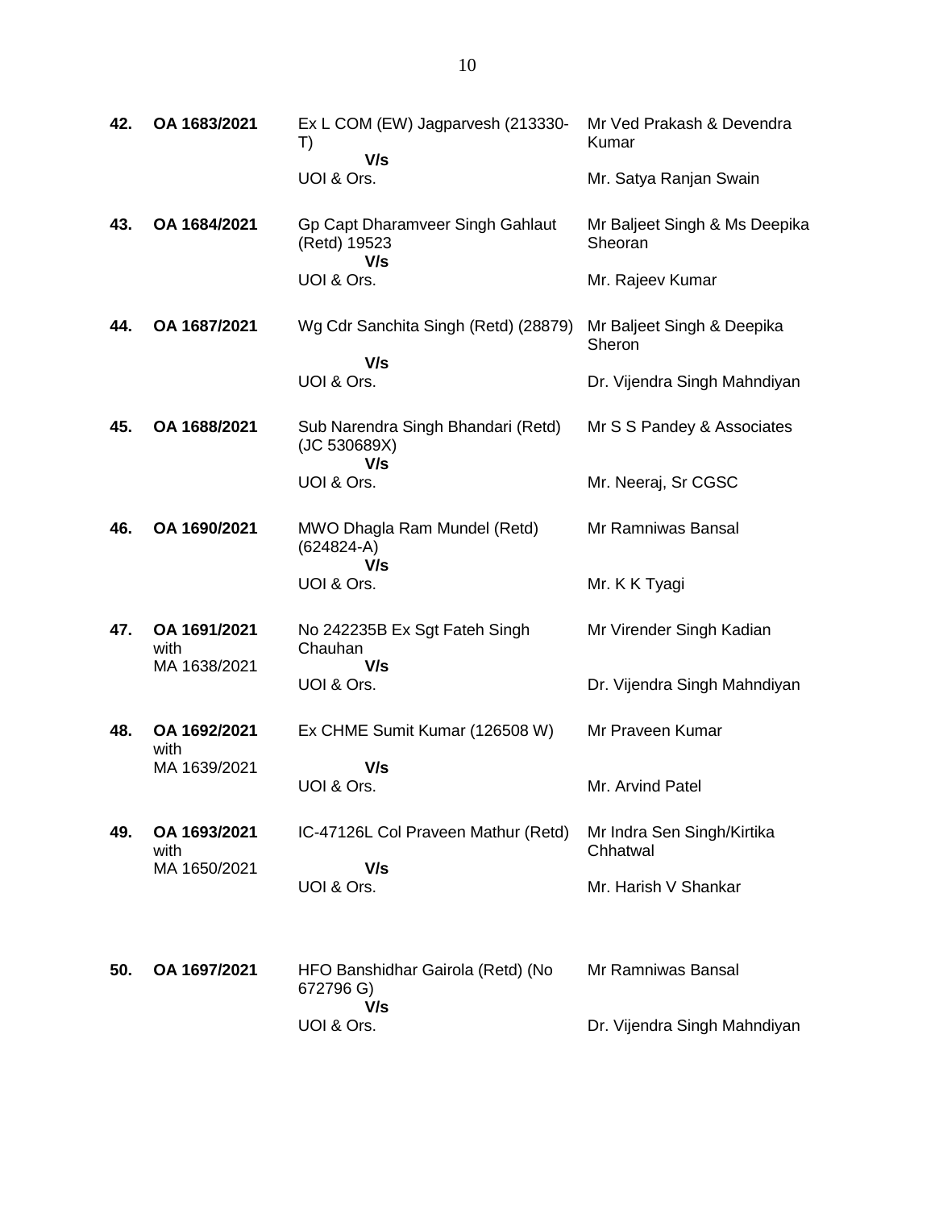| | | | |
|---|---|---|---|
| **42.** | **OA 1683/2021** | Ex L COM (EW) Jagparvesh (213330-T)<br>**V/s**<br>UOI & Ors. | Mr Ved Prakash & Devendra Kumar<br><br>Mr. Satya Ranjan Swain |
| **43.** | **OA 1684/2021** | Gp Capt Dharamveer Singh Gahlaut (Retd) 19523<br>**V/s**<br>UOI & Ors. | Mr Baljeet Singh & Ms Deepika Sheoran<br><br>Mr. Rajeev Kumar |
| **44.** | **OA 1687/2021** | Wg Cdr Sanchita Singh (Retd) (28879)<br>**V/s**<br>UOI & Ors. | Mr Baljeet Singh & Deepika Sheron<br><br>Dr. Vijendra Singh Mahndiyan |
| **45.** | **OA 1688/2021** | Sub Narendra Singh Bhandari (Retd) (JC 530689X)<br>**V/s**<br>UOI & Ors. | Mr S S Pandey & Associates<br><br>Mr. Neeraj, Sr CGSC |
| **46.** | **OA 1690/2021** | MWO Dhagla Ram Mundel (Retd) (624824-A)<br>**V/s**<br>UOI & Ors. | Mr Ramniwas Bansal<br><br>Mr. K K Tyagi |
| **47.** | **OA 1691/2021** with MA 1638/2021 | No 242235B Ex Sgt Fateh Singh Chauhan<br>**V/s**<br>UOI & Ors. | Mr Virender Singh Kadian<br><br>Dr. Vijendra Singh Mahndiyan |
| **48.** | **OA 1692/2021** with MA 1639/2021 | Ex CHME Sumit Kumar (126508 W)<br>**V/s**<br>UOI & Ors. | Mr Praveen Kumar<br><br>Mr. Arvind Patel |
| **49.** | **OA 1693/2021** with MA 1650/2021 | IC-47126L Col Praveen Mathur (Retd)<br>**V/s**<br>UOI & Ors. | Mr Indra Sen Singh/Kirtika Chhatwal<br><br>Mr. Harish V Shankar |
| **50.** | **OA 1697/2021** | HFO Banshidhar Gairola (Retd) (No 672796 G)<br>**V/s**<br>UOI & Ors. | Mr Ramniwas Bansal<br><br>Dr. Vijendra Singh Mahndiyan |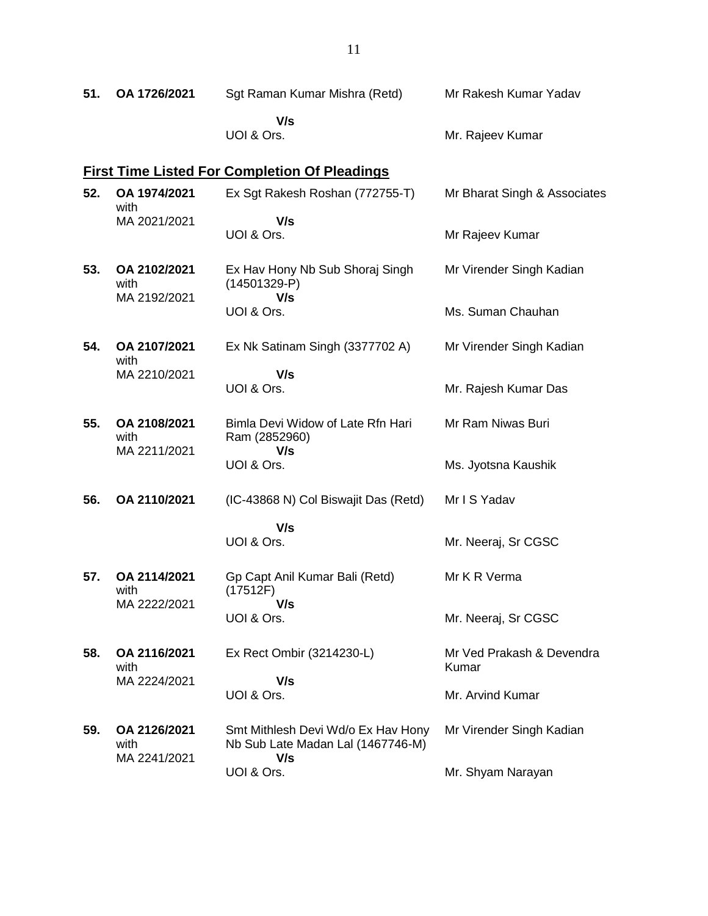| | | | |
|---|---|---|---|
| **51.** | **OA 1726/2021** | Sgt Raman Kumar Mishra (Retd)<br>**V/s**<br>UOI & Ors. | Mr Rakesh Kumar Yadav<br><br>Mr. Rajeev Kumar |

## **First Time Listed For Completion Of Pleadings**

| | | | |
|---|---|---|---|
| **52.** | **OA 1974/2021** with MA 2021/2021 | Ex Sgt Rakesh Roshan (772755-T)<br>**V/s**<br>UOI & Ors. | Mr Bharat Singh & Associates<br><br>Mr Rajeev Kumar |
| **53.** | **OA 2102/2021** with MA 2192/2021 | Ex Hav Hony Nb Sub Shoraj Singh (14501329-P)<br>**V/s**<br>UOI & Ors. | Mr Virender Singh Kadian<br><br>Ms. Suman Chauhan |
| **54.** | **OA 2107/2021** with MA 2210/2021 | Ex Nk Satinam Singh (3377702 A)<br>**V/s**<br>UOI & Ors. | Mr Virender Singh Kadian<br><br>Mr. Rajesh Kumar Das |
| **55.** | **OA 2108/2021** with MA 2211/2021 | Bimla Devi Widow of Late Rfn Hari Ram (2852960)<br>**V/s**<br>UOI & Ors. | Mr Ram Niwas Buri<br><br>Ms. Jyotsna Kaushik |
| **56.** | **OA 2110/2021** | (IC-43868 N) Col Biswajit Das (Retd)<br>**V/s**<br>UOI & Ors. | Mr I S Yadav<br><br>Mr. Neeraj, Sr CGSC |
| **57.** | **OA 2114/2021** with MA 2222/2021 | Gp Capt Anil Kumar Bali (Retd) (17512F)<br>**V/s**<br>UOI & Ors. | Mr K R Verma<br><br>Mr. Neeraj, Sr CGSC |
| **58.** | **OA 2116/2021** with MA 2224/2021 | Ex Rect Ombir (3214230-L)<br>**V/s**<br>UOI & Ors. | Mr Ved Prakash & Devendra Kumar<br><br>Mr. Arvind Kumar |
| **59.** | **OA 2126/2021** with MA 2241/2021 | Smt Mithlesh Devi Wd/o Ex Hav Hony Nb Sub Late Madan Lal (1467746-M)<br>**V/s**<br>UOI & Ors. | Mr Virender Singh Kadian<br><br>Mr. Shyam Narayan |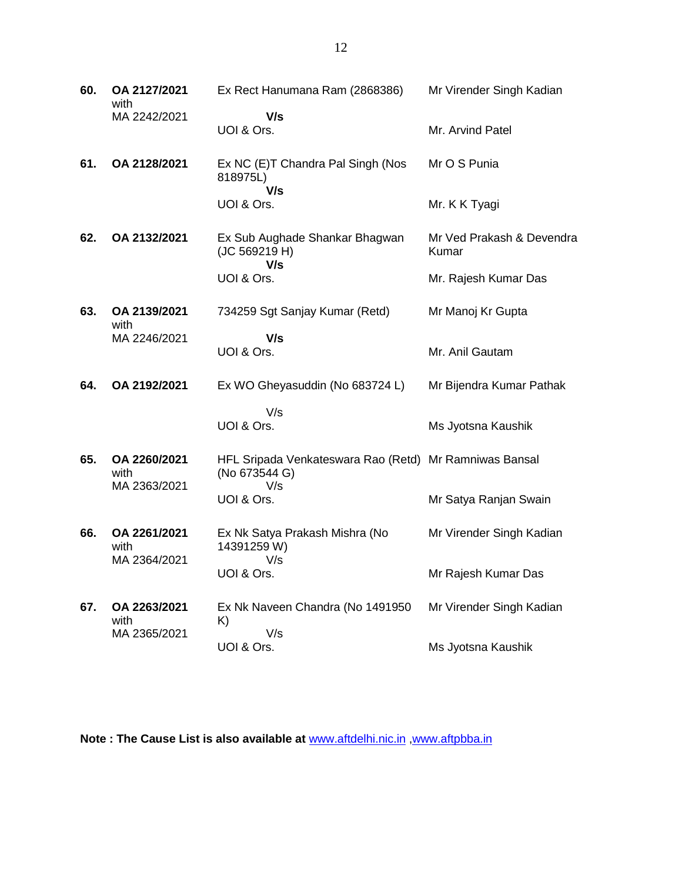| | | | |
|---|---|---|---|
| **60.** | **OA 2127/2021** with MA 2242/2021 | Ex Rect Hanumana Ram (2868386) **V/s** UOI & Ors. | Mr Virender Singh Kadian<br><br>Mr. Arvind Patel |
| **61.** | **OA 2128/2021** | Ex NC (E)T Chandra Pal Singh (Nos 818975L) **V/s** UOI & Ors. | Mr O S Punia<br><br>Mr. K K Tyagi |
| **62.** | **OA 2132/2021** | Ex Sub Aughade Shankar Bhagwan (JC 569219 H) **V/s** UOI & Ors. | Mr Ved Prakash & Devendra Kumar<br><br>Mr. Rajesh Kumar Das |
| **63.** | **OA 2139/2021** with MA 2246/2021 | 734259 Sgt Sanjay Kumar (Retd) **V/s** UOI & Ors. | Mr Manoj Kr Gupta<br><br>Mr. Anil Gautam |
| **64.** | **OA 2192/2021** | Ex WO Gheyasuddin (No 683724 L) V/s UOI & Ors. | Mr Bijendra Kumar Pathak<br><br>Ms Jyotsna Kaushik |
| **65.** | **OA 2260/2021** with MA 2363/2021 | HFL Sripada Venkateswara Rao (Retd) (No 673544 G) V/s UOI & Ors. | Mr Ramniwas Bansal<br><br>Mr Satya Ranjan Swain |
| **66.** | **OA 2261/2021** with MA 2364/2021 | Ex Nk Satya Prakash Mishra (No 14391259 W) V/s UOI & Ors. | Mr Virender Singh Kadian<br><br>Mr Rajesh Kumar Das |
| **67.** | **OA 2263/2021** with MA 2365/2021 | Ex Nk Naveen Chandra (No 1491950 K) V/s UOI & Ors. | Mr Virender Singh Kadian<br><br>Ms Jyotsna Kaushik |

**Note : The Cause List is also available at** www.aftdelhi.nic.in ,www.aftpbba.in